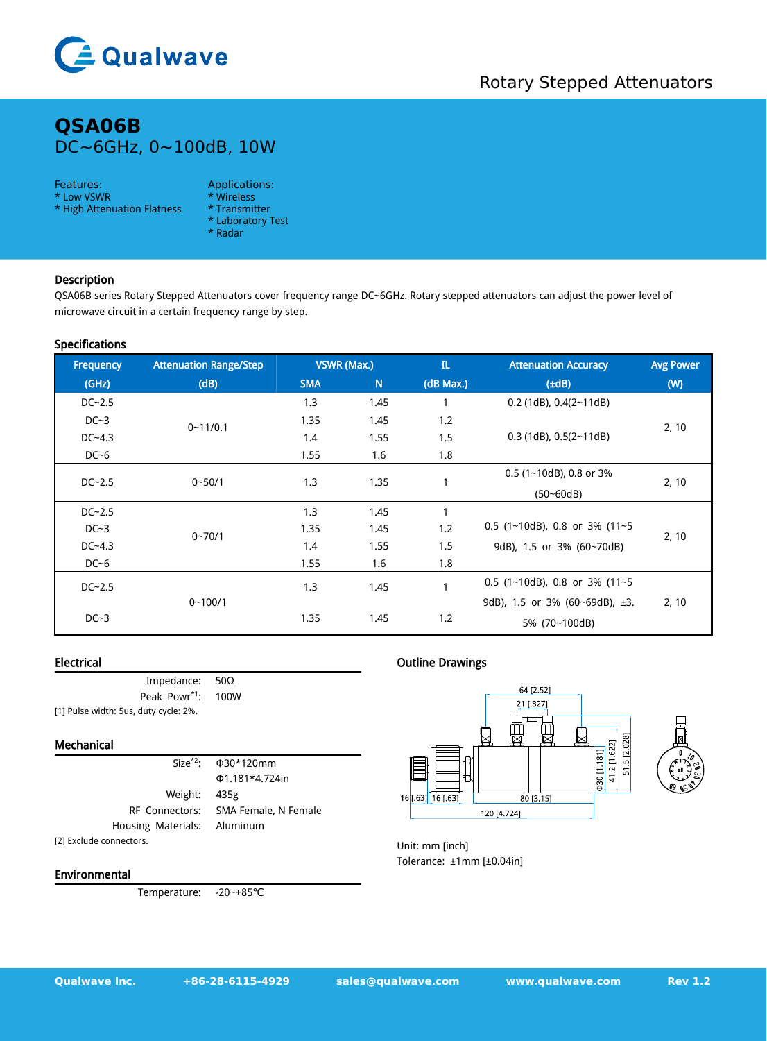# Qualwave

Rotary Stepped Attenuators

# QSA06B

DC~6GHz, 0~100dB, 10W

Features:
* Low VSWR
* High Attenuation Flatness

Applications:
* Wireless
* Transmitter
* Laboratory Test
* Radar

## Description

QSA06B series Rotary Stepped Attenuators cover frequency range DC~6GHz. Rotary stepped attenuators can adjust the power level of microwave circuit in a certain frequency range by step.

## Specifications

| Frequency | Attenuation Range/Step | VSWR (Max.) | | IL | Attenuation Accuracy | Avg Power |
|---|---|---|---|---|---|---|
| (GHz) | (dB) | SMA | N | (dB Max.) | (±dB) | (W) |
| DC~2.5 | 0~11/0.1 | 1.3 | 1.45 | 1 | 0.2 (1dB), 0.4(2~11dB) | 2, 10 |
| DC~3 | | 1.35 | 1.45 | 1.2 | 0.3 (1dB), 0.5(2~11dB) | |
| DC~4.3 | | 1.4 | 1.55 | 1.5 | | |
| DC~6 | | 1.55 | 1.6 | 1.8 | | |
| DC~2.5 | 0~50/1 | 1.3 | 1.35 | 1 | 0.5 (1~10dB), 0.8 or 3% (50~60dB) | 2, 10 |
| DC~2.5 | 0~70/1 | 1.3 | 1.45 | 1 | 0.5 (1~10dB), 0.8 or 3% (11~59dB), 1.5 or 3% (60~70dB) | 2, 10 |
| DC~3 | | 1.35 | 1.45 | 1.2 | | |
| DC~4.3 | | 1.4 | 1.55 | 1.5 | | |
| DC~6 | | 1.55 | 1.6 | 1.8 | | |
| DC~2.5 | 0~100/1 | 1.3 | 1.45 | 1 | 0.5 (1~10dB), 0.8 or 3% (11~59dB), 1.5 or 3% (60~69dB), ±3.5% (70~100dB) | 2, 10 |
| DC~3 | | 1.35 | 1.45 | 1.2 | | |

## Electrical

| | |
|---|---|
| Impedance: | 50Ω |
| Peak Powr[1]: | 100W |

[1] Pulse width: 5us, duty cycle: 2%.

## Mechanical

| | |
|---|---|
| Size[2]: | Φ30*120mm |
| | Φ1.181*4.724in |
| Weight: | 435g |
| RF Connectors: | SMA Female, N Female |
| Housing Materials: | Aluminum |

[2] Exclude connectors.

## Environmental

| | |
|---|---|
| Temperature: | -20~+85℃ |

## Outline Drawings

Unit: mm [inch]
Tolerance: ±1mm [±0.04in]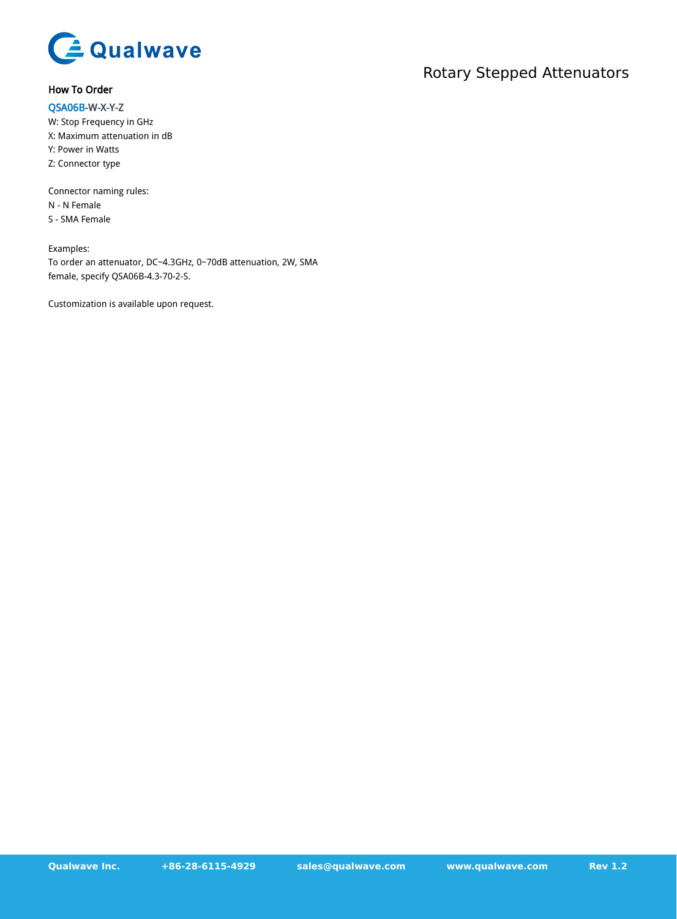## How To Order

QSA06B-W-X-Y-Z

W: Stop Frequency in GHz
X: Maximum attenuation in dB
Y: Power in Watts
Z: Connector type

Connector naming rules:
N - N Female
S - SMA Female

Examples:
To order an attenuator, DC~4.3GHz, 0~70dB attenuation, 2W, SMA female, specify QSA06B-4.3-70-2-S.

Customization is available upon request.